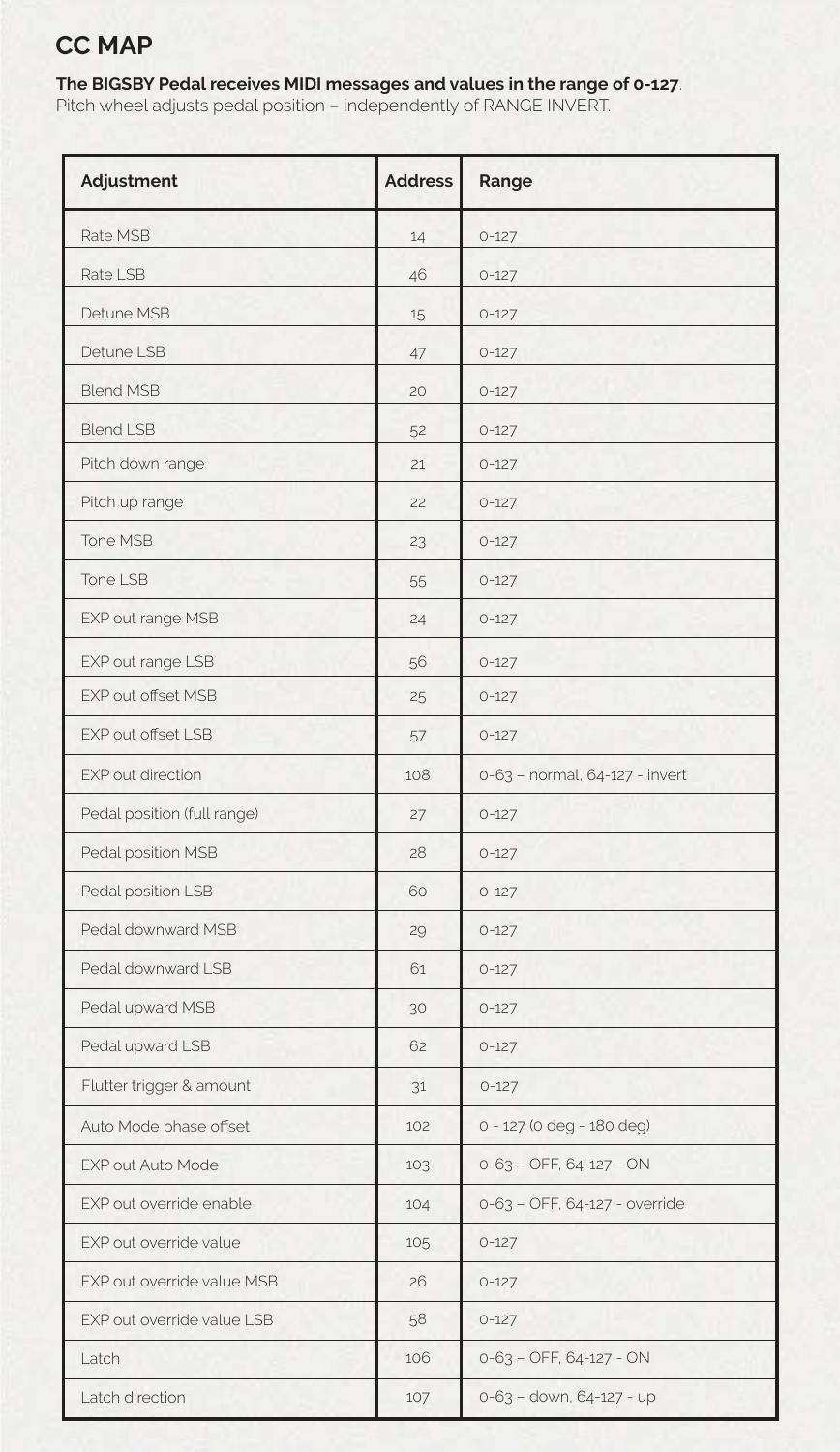## CC MAP

**The BIGSBY Pedal receives MIDI messages and values in the range of 0-127**.
Pitch wheel adjusts pedal position – independently of RANGE INVERT.

| Adjustment | Address | Range |
|---|---|---|
| Rate MSB | 14 | 0-127 |
| Rate LSB | 46 | 0-127 |
| Detune MSB | 15 | 0-127 |
| Detune LSB | 47 | 0-127 |
| Blend MSB | 20 | 0-127 |
| Blend LSB | 52 | 0-127 |
| Pitch down range | 21 | 0-127 |
| Pitch up range | 22 | 0-127 |
| Tone MSB | 23 | 0-127 |
| Tone LSB | 55 | 0-127 |
| EXP out range MSB | 24 | 0-127 |
| EXP out range LSB | 56 | 0-127 |
| EXP out offset MSB | 25 | 0-127 |
| EXP out offset LSB | 57 | 0-127 |
| EXP out direction | 108 | 0-63 – normal, 64-127 - invert |
| Pedal position (full range) | 27 | 0-127 |
| Pedal position MSB | 28 | 0-127 |
| Pedal position LSB | 60 | 0-127 |
| Pedal downward MSB | 29 | 0-127 |
| Pedal downward LSB | 61 | 0-127 |
| Pedal upward MSB | 30 | 0-127 |
| Pedal upward LSB | 62 | 0-127 |
| Flutter trigger & amount | 31 | 0-127 |
| Auto Mode phase offset | 102 | 0 - 127 (0 deg - 180 deg) |
| EXP out Auto Mode | 103 | 0-63 – OFF, 64-127 - ON |
| EXP out override enable | 104 | 0-63 – OFF, 64-127 - override |
| EXP out override value | 105 | 0-127 |
| EXP out override value MSB | 26 | 0-127 |
| EXP out override value LSB | 58 | 0-127 |
| Latch | 106 | 0-63 – OFF, 64-127 - ON |
| Latch direction | 107 | 0-63 – down, 64-127 - up |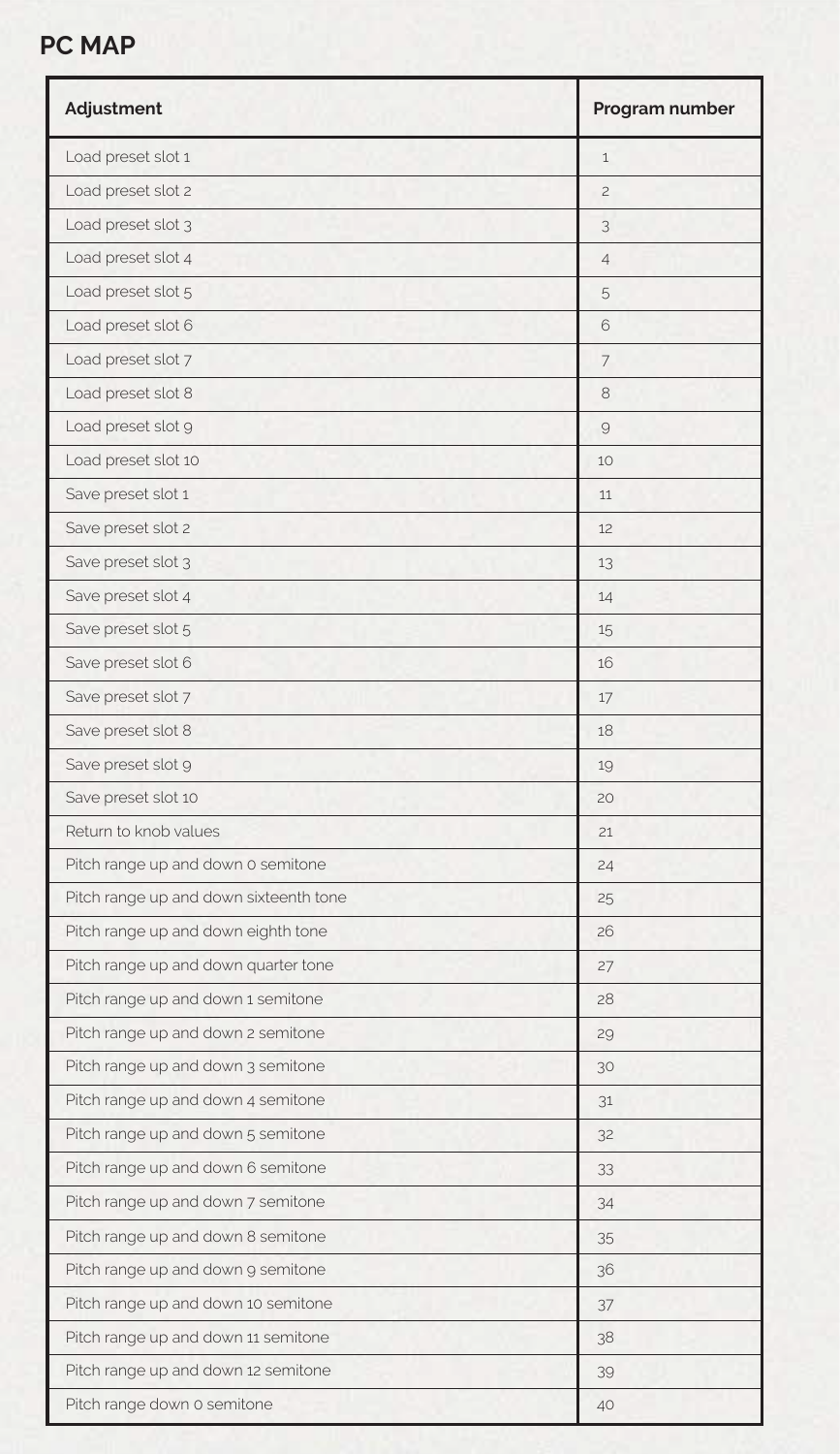## PC MAP

| Adjustment | Program number |
| --- | --- |
| Load preset slot 1 | 1 |
| Load preset slot 2 | 2 |
| Load preset slot 3 | 3 |
| Load preset slot 4 | 4 |
| Load preset slot 5 | 5 |
| Load preset slot 6 | 6 |
| Load preset slot 7 | 7 |
| Load preset slot 8 | 8 |
| Load preset slot 9 | 9 |
| Load preset slot 10 | 10 |
| Save preset slot 1 | 11 |
| Save preset slot 2 | 12 |
| Save preset slot 3 | 13 |
| Save preset slot 4 | 14 |
| Save preset slot 5 | 15 |
| Save preset slot 6 | 16 |
| Save preset slot 7 | 17 |
| Save preset slot 8 | 18 |
| Save preset slot 9 | 19 |
| Save preset slot 10 | 20 |
| Return to knob values | 21 |
| Pitch range up and down 0 semitone | 24 |
| Pitch range up and down sixteenth tone | 25 |
| Pitch range up and down eighth tone | 26 |
| Pitch range up and down quarter tone | 27 |
| Pitch range up and down 1 semitone | 28 |
| Pitch range up and down 2 semitone | 29 |
| Pitch range up and down 3 semitone | 30 |
| Pitch range up and down 4 semitone | 31 |
| Pitch range up and down 5 semitone | 32 |
| Pitch range up and down 6 semitone | 33 |
| Pitch range up and down 7 semitone | 34 |
| Pitch range up and down 8 semitone | 35 |
| Pitch range up and down 9 semitone | 36 |
| Pitch range up and down 10 semitone | 37 |
| Pitch range up and down 11 semitone | 38 |
| Pitch range up and down 12 semitone | 39 |
| Pitch range down 0 semitone | 40 |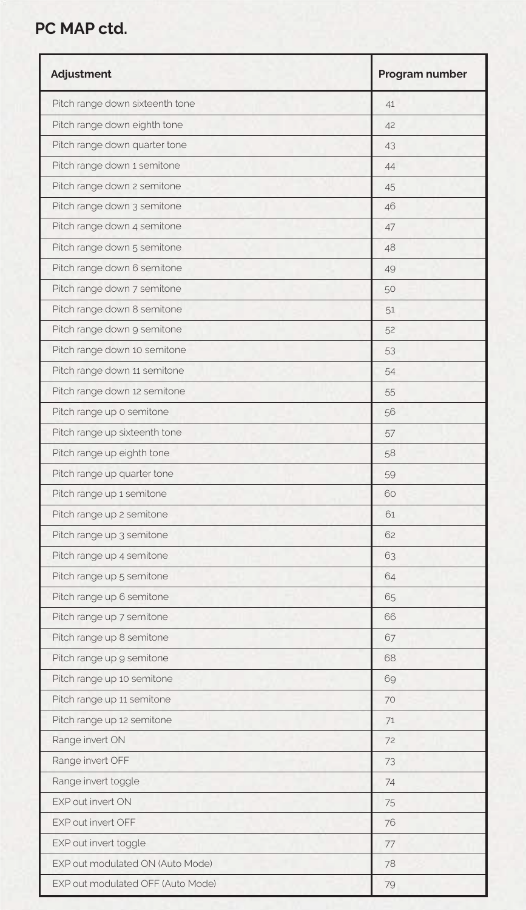## PC MAP ctd.

| Adjustment | Program number |
| --- | --- |
| Pitch range down sixteenth tone | 41 |
| Pitch range down eighth tone | 42 |
| Pitch range down quarter tone | 43 |
| Pitch range down 1 semitone | 44 |
| Pitch range down 2 semitone | 45 |
| Pitch range down 3 semitone | 46 |
| Pitch range down 4 semitone | 47 |
| Pitch range down 5 semitone | 48 |
| Pitch range down 6 semitone | 49 |
| Pitch range down 7 semitone | 50 |
| Pitch range down 8 semitone | 51 |
| Pitch range down 9 semitone | 52 |
| Pitch range down 10 semitone | 53 |
| Pitch range down 11 semitone | 54 |
| Pitch range down 12 semitone | 55 |
| Pitch range up 0 semitone | 56 |
| Pitch range up sixteenth tone | 57 |
| Pitch range up eighth tone | 58 |
| Pitch range up quarter tone | 59 |
| Pitch range up 1 semitone | 60 |
| Pitch range up 2 semitone | 61 |
| Pitch range up 3 semitone | 62 |
| Pitch range up 4 semitone | 63 |
| Pitch range up 5 semitone | 64 |
| Pitch range up 6 semitone | 65 |
| Pitch range up 7 semitone | 66 |
| Pitch range up 8 semitone | 67 |
| Pitch range up 9 semitone | 68 |
| Pitch range up 10 semitone | 69 |
| Pitch range up 11 semitone | 70 |
| Pitch range up 12 semitone | 71 |
| Range invert ON | 72 |
| Range invert OFF | 73 |
| Range invert toggle | 74 |
| EXP out invert ON | 75 |
| EXP out invert OFF | 76 |
| EXP out invert toggle | 77 |
| EXP out modulated ON (Auto Mode) | 78 |
| EXP out modulated OFF (Auto Mode) | 79 |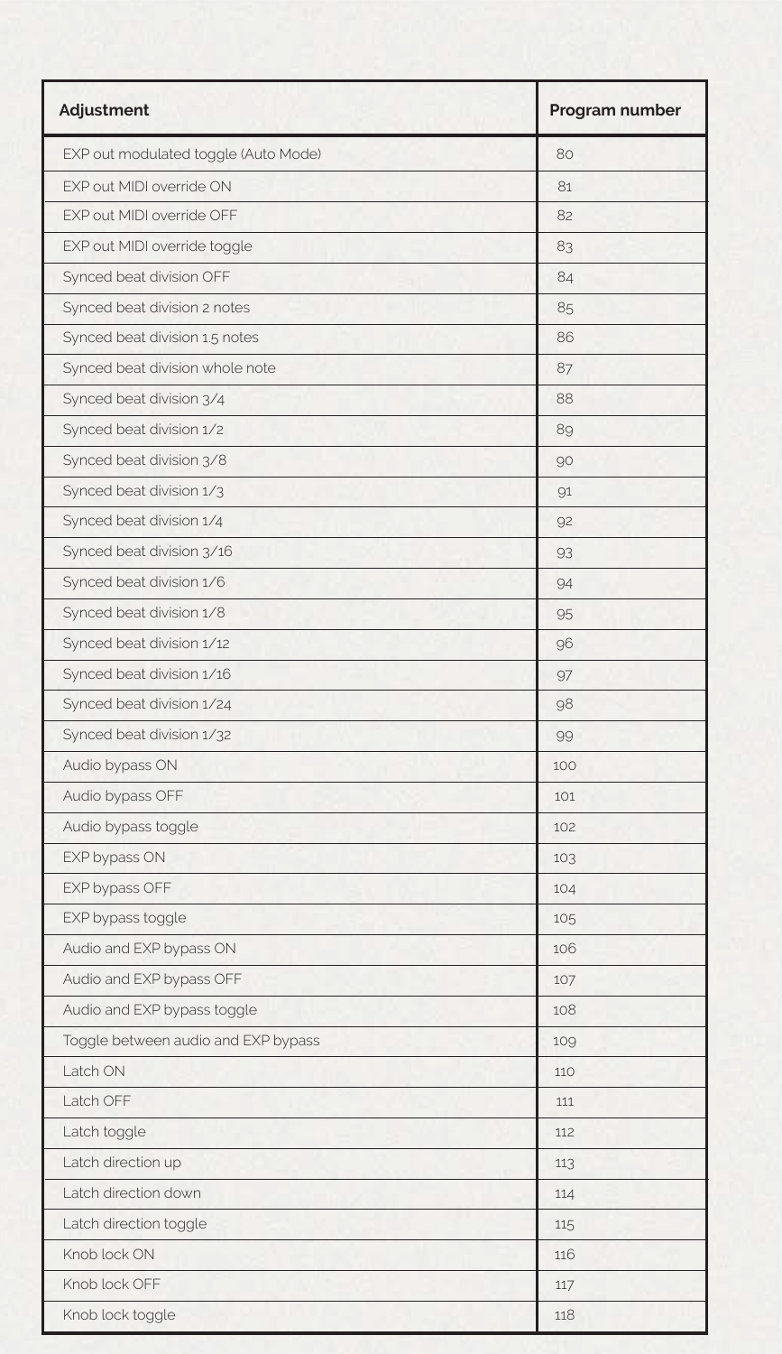| Adjustment | Program number |
|---|---|
| EXP out modulated toggle (Auto Mode) | 80 |
| EXP out MIDI override ON | 81 |
| EXP out MIDI override OFF | 82 |
| EXP out MIDI override toggle | 83 |
| Synced beat division OFF | 84 |
| Synced beat division 2 notes | 85 |
| Synced beat division 1.5 notes | 86 |
| Synced beat division whole note | 87 |
| Synced beat division 3/4 | 88 |
| Synced beat division 1/2 | 89 |
| Synced beat division 3/8 | 90 |
| Synced beat division 1/3 | 91 |
| Synced beat division 1/4 | 92 |
| Synced beat division 3/16 | 93 |
| Synced beat division 1/6 | 94 |
| Synced beat division 1/8 | 95 |
| Synced beat division 1/12 | 96 |
| Synced beat division 1/16 | 97 |
| Synced beat division 1/24 | 98 |
| Synced beat division 1/32 | 99 |
| Audio bypass ON | 100 |
| Audio bypass OFF | 101 |
| Audio bypass toggle | 102 |
| EXP bypass ON | 103 |
| EXP bypass OFF | 104 |
| EXP bypass toggle | 105 |
| Audio and EXP bypass ON | 106 |
| Audio and EXP bypass OFF | 107 |
| Audio and EXP bypass toggle | 108 |
| Toggle between audio and EXP bypass | 109 |
| Latch ON | 110 |
| Latch OFF | 111 |
| Latch toggle | 112 |
| Latch direction up | 113 |
| Latch direction down | 114 |
| Latch direction toggle | 115 |
| Knob lock ON | 116 |
| Knob lock OFF | 117 |
| Knob lock toggle | 118 |